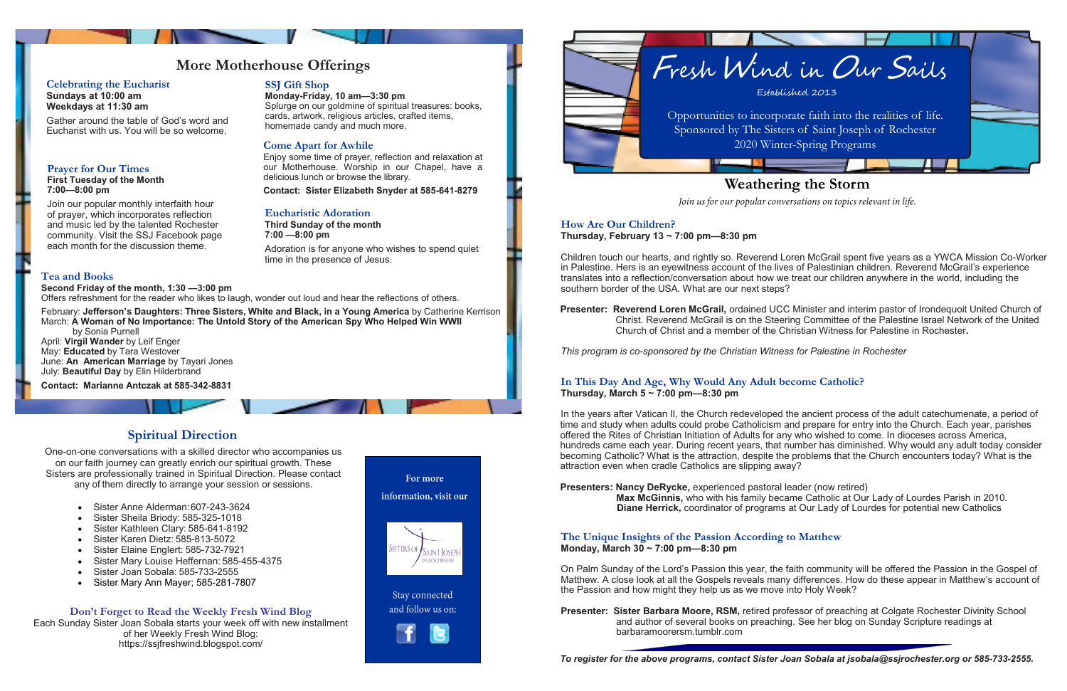# More Motherhouse Offerings

### Celebrating the Eucharist

**Sundays at 10:00 am**
**Weekdays at 11:30 am**

Gather around the table of God's word and Eucharist with us. You will be so welcome.

### Prayer for Our Times

**First Tuesday of the Month**
**7:00—8:00 pm**

Join our popular monthly interfaith hour of prayer, which incorporates reflection and music led by the talented Rochester community. Visit the SSJ Facebook page each month for the discussion theme.

### SSJ Gift Shop

**Monday-Friday, 10 am—3:30 pm**

Splurge on our goldmine of spiritual treasures: books, cards, artwork, religious articles, crafted items, homemade candy and much more.

### Come Apart for Awhile

Enjoy some time of prayer, reflection and relaxation at our Motherhouse. Worship in our Chapel, have a delicious lunch or browse the library.

**Contact: Sister Elizabeth Snyder at 585-641-8279**

### Eucharistic Adoration

**Third Sunday of the month**
**7:00 —8:00 pm**

Adoration is for anyone who wishes to spend quiet time in the presence of Jesus.

### Tea and Books

**Second Friday of the month, 1:30 —3:00 pm**

Offers refreshment for the reader who likes to laugh, wonder out loud and hear the reflections of others.

February: **Jefferson's Daughters: Three Sisters, White and Black, in a Young America** by Catherine Kerrison
March: **A Woman of No Importance: The Untold Story of the American Spy Who Helped Win WWII** by Sonia Purnell
April: **Virgil Wander** by Leif Enger
May: **Educated** by Tara Westover
June: **An American Marriage** by Tayari Jones
July: **Beautiful Day** by Elin Hilderbrand

**Contact: Marianne Antczak at 585-342-8831**

## Spiritual Direction

One-on-one conversations with a skilled director who accompanies us on our faith journey can greatly enrich our spiritual growth. These Sisters are professionally trained in Spiritual Direction. Please contact any of them directly to arrange your session or sessions.

- Sister Anne Alderman: 607-243-3624
- Sister Sheila Briody: 585-325-1018
- Sister Kathleen Clary: 585-641-8192
- Sister Karen Dietz: 585-813-5072
- Sister Elaine Englert: 585-732-7921
- Sister Mary Louise Heffernan: 585-455-4375
- Sister Joan Sobala: 585-733-2555
- Sister Mary Ann Mayer; 585-281-7807

### Don't Forget to Read the Weekly Fresh Wind Blog

Each Sunday Sister Joan Sobala starts your week off with new installment of her Weekly Fresh Wind Blog:
https://ssjfreshwind.blogspot.com/

For more information, visit our

Sisters of Saint Joseph of Rochester

Stay connected and follow us on:

# Fresh Wind in Our Sails

*Established 2013*

Opportunities to incorporate faith into the realities of life.
Sponsored by The Sisters of Saint Joseph of Rochester
2020 Winter-Spring Programs

## Weathering the Storm

*Join us for our popular conversations on topics relevant in life.*

### How Are Our Children?

**Thursday, February 13 ~ 7:00 pm—8:30 pm**

Children touch our hearts, and rightly so. Reverend Loren McGrail spent five years as a YWCA Mission Co-Worker in Palestine. Hers is an eyewitness account of the lives of Palestinian children. Reverend McGrail's experience translates into a reflection/conversation about how we treat our children anywhere in the world, including the southern border of the USA. What are our next steps?

**Presenter: Reverend Loren McGrail,** ordained UCC Minister and interim pastor of Irondequoit United Church of Christ. Reverend McGrail is on the Steering Committee of the Palestine Israel Network of the United Church of Christ and a member of the Christian Witness for Palestine in Rochester**.**

*This program is co-sponsored by the Christian Witness for Palestine in Rochester*

### In This Day And Age, Why Would Any Adult become Catholic?

**Thursday, March 5 ~ 7:00 pm—8:30 pm**

In the years after Vatican II, the Church redeveloped the ancient process of the adult catechumenate, a period of time and study when adults could probe Catholicism and prepare for entry into the Church. Each year, parishes offered the Rites of Christian Initiation of Adults for any who wished to come. In dioceses across America, hundreds came each year. During recent years, that number has diminished. Why would any adult today consider becoming Catholic? What is the attraction, despite the problems that the Church encounters today? What is the attraction even when cradle Catholics are slipping away?

**Presenters: Nancy DeRycke,** experienced pastoral leader (now retired)
**Max McGinnis,** who with his family became Catholic at Our Lady of Lourdes Parish in 2010.
**Diane Herrick,** coordinator of programs at Our Lady of Lourdes for potential new Catholics

### The Unique Insights of the Passion According to Matthew

**Monday, March 30 ~ 7:00 pm—8:30 pm**

On Palm Sunday of the Lord's Passion this year, the faith community will be offered the Passion in the Gospel of Matthew. A close look at all the Gospels reveals many differences. How do these appear in Matthew's account of the Passion and how might they help us as we move into Holy Week?

**Presenter: Sister Barbara Moore, RSM,** retired professor of preaching at Colgate Rochester Divinity School and author of several books on preaching. See her blog on Sunday Scripture readings at barbaramoorersm.tumblr.com

***To register for the above programs, contact Sister Joan Sobala at jsobala@ssjrochester.org or 585-733-2555.***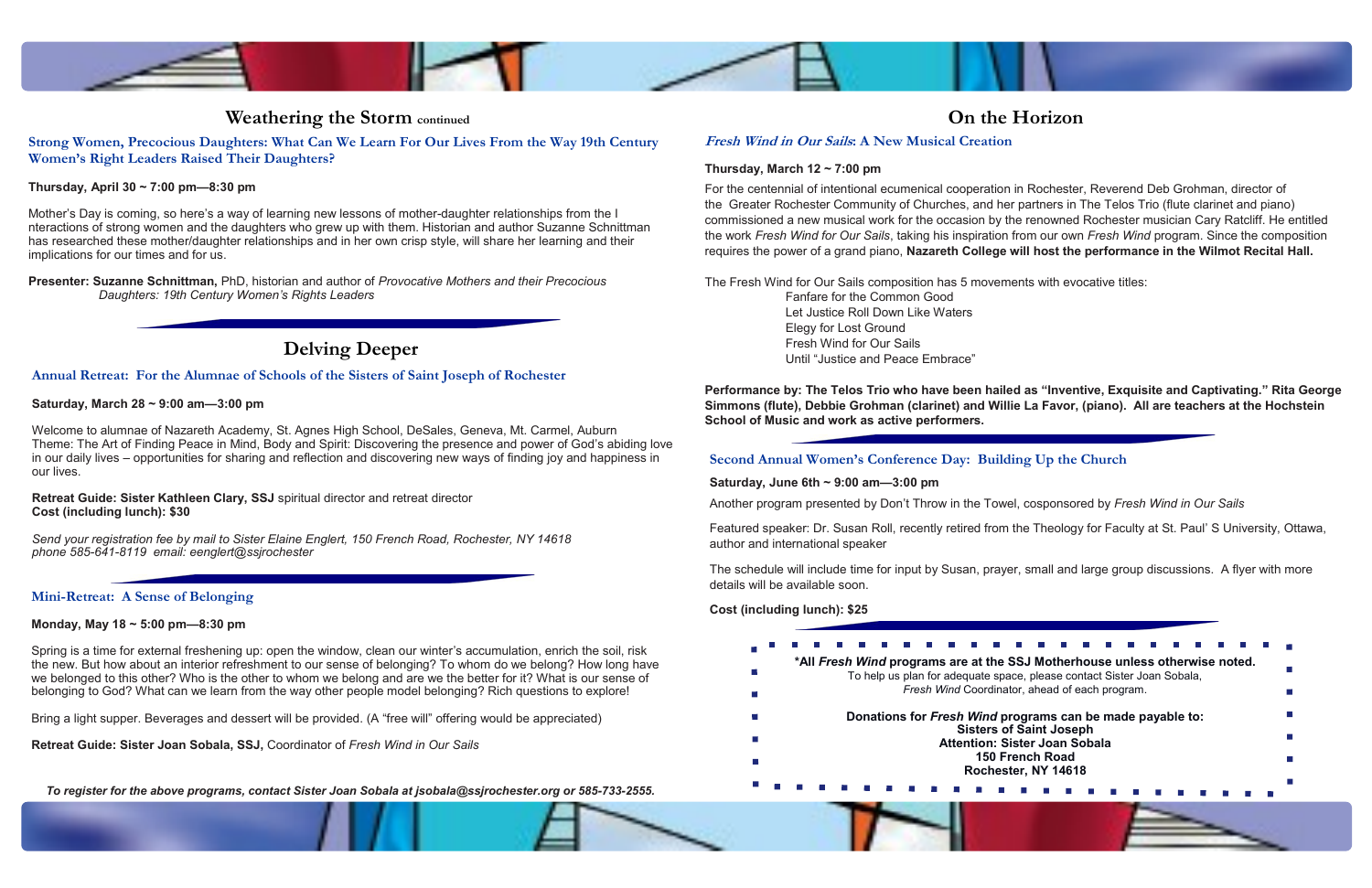## Weathering the Storm continued

### Strong Women, Precocious Daughters: What Can We Learn For Our Lives From the Way 19th Century Women's Right Leaders Raised Their Daughters?

**Thursday, April 30 ~ 7:00 pm—8:30 pm**

Mother's Day is coming, so here's a way of learning new lessons of mother-daughter relationships from the I nteractions of strong women and the daughters who grew up with them. Historian and author Suzanne Schnittman has researched these mother/daughter relationships and in her own crisp style, will share her learning and their implications for our times and for us.

**Presenter: Suzanne Schnittman,** PhD, historian and author of *Provocative Mothers and their Precocious Daughters: 19th Century Women's Rights Leaders*

## Delving Deeper

### Annual Retreat: For the Alumnae of Schools of the Sisters of Saint Joseph of Rochester

**Saturday, March 28 ~ 9:00 am—3:00 pm**

Welcome to alumnae of Nazareth Academy, St. Agnes High School, DeSales, Geneva, Mt. Carmel, Auburn
Theme: The Art of Finding Peace in Mind, Body and Spirit: Discovering the presence and power of God's abiding love in our daily lives – opportunities for sharing and reflection and discovering new ways of finding joy and happiness in our lives.

**Retreat Guide: Sister Kathleen Clary, SSJ** spiritual director and retreat director
**Cost (including lunch): $30**

*Send your registration fee by mail to Sister Elaine Englert, 150 French Road, Rochester, NY 14618*
*phone 585-641-8119 email: eenglert@ssjrochester.org*

### Mini-Retreat: A Sense of Belonging

**Monday, May 18 ~ 5:00 pm—8:30 pm**

Spring is a time for external freshening up: open the window, clean our winter's accumulation, enrich the soil, risk the new. But how about an interior refreshment to our sense of belonging? To whom do we belong? How long have we belonged to this other? Who is the other to whom we belong and are we the better for it? What is our sense of belonging to God? What can we learn from the way other people model belonging? Rich questions to explore!

Bring a light supper. Beverages and dessert will be provided. (A "free will" offering would be appreciated)

**Retreat Guide: Sister Joan Sobala, SSJ,** Coordinator of *Fresh Wind in Our Sails*

***To register for the above programs, contact Sister Joan Sobala at jsobala@ssjrochester.org or 585-733-2555.***

## On the Horizon

### *Fresh Wind in Our Sails*: A New Musical Creation

**Thursday, March 12 ~ 7:00 pm**

For the centennial of intentional ecumenical cooperation in Rochester, Reverend Deb Grohman, director of the Greater Rochester Community of Churches, and her partners in The Telos Trio (flute clarinet and piano) commissioned a new musical work for the occasion by the renowned Rochester musician Cary Ratcliff. He entitled the work *Fresh Wind for Our Sails*, taking his inspiration from our own *Fresh Wind* program. Since the composition requires the power of a grand piano, **Nazareth College will host the performance in the Wilmot Recital Hall.**

The Fresh Wind for Our Sails composition has 5 movements with evocative titles:

- Fanfare for the Common Good
- Let Justice Roll Down Like Waters
- Elegy for Lost Ground
- Fresh Wind for Our Sails
- Until "Justice and Peace Embrace"

**Performance by: The Telos Trio who have been hailed as "Inventive, Exquisite and Captivating." Rita George Simmons (flute), Debbie Grohman (clarinet) and Willie La Favor, (piano). All are teachers at the Hochstein School of Music and work as active performers.**

### Second Annual Women's Conference Day: Building Up the Church

**Saturday, June 6th ~ 9:00 am—3:00 pm**

Another program presented by Don't Throw in the Towel, cosponsored by *Fresh Wind in Our Sails*

Featured speaker: Dr. Susan Roll, recently retired from the Theology for Faculty at St. Paul' S University, Ottawa, author and international speaker

The schedule will include time for input by Susan, prayer, small and large group discussions. A flyer with more details will be available soon.

**Cost (including lunch): $25**

**\*All *Fresh Wind* programs are at the SSJ Motherhouse unless otherwise noted.**
To help us plan for adequate space, please contact Sister Joan Sobala, *Fresh Wind* Coordinator, ahead of each program.

**Donations for *Fresh Wind* programs can be made payable to:**
**Sisters of Saint Joseph**
**Attention: Sister Joan Sobala**
**150 French Road**
**Rochester, NY 14618**